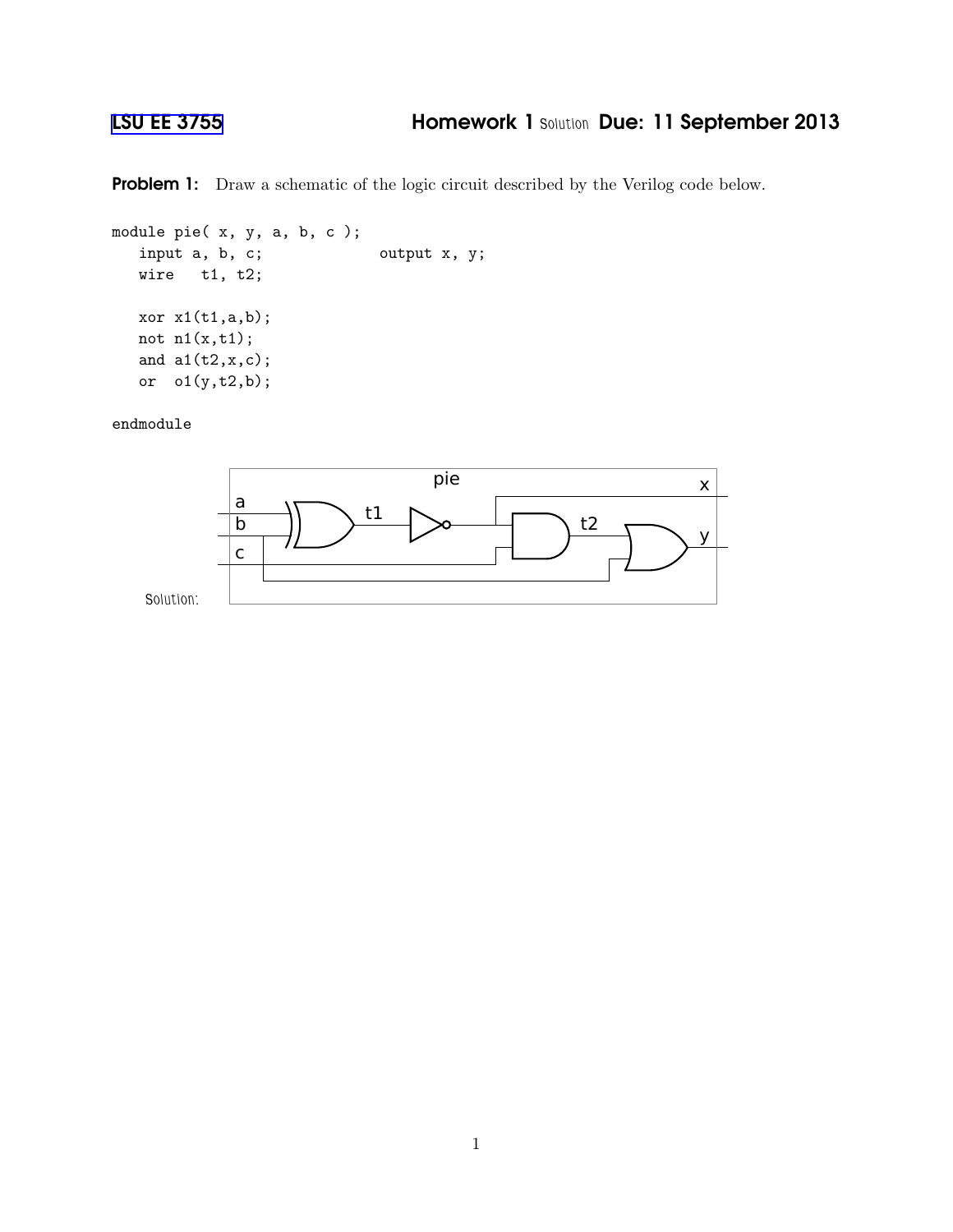# LSU EE 3755 Homework 1 Solution Due: 11 September 2013

**Problem 1:** Draw a schematic of the logic circuit described by the Verilog code below.

```
module pie( x, y, a, b, c );
   input a, b, c;            output x, y;
   wire   t1, t2;

   xor x1(t1,a,b);
   not n1(x,t1);
   and a1(t2,x,c);
   or  o1(y,t2,b);

endmodule
```

Solution: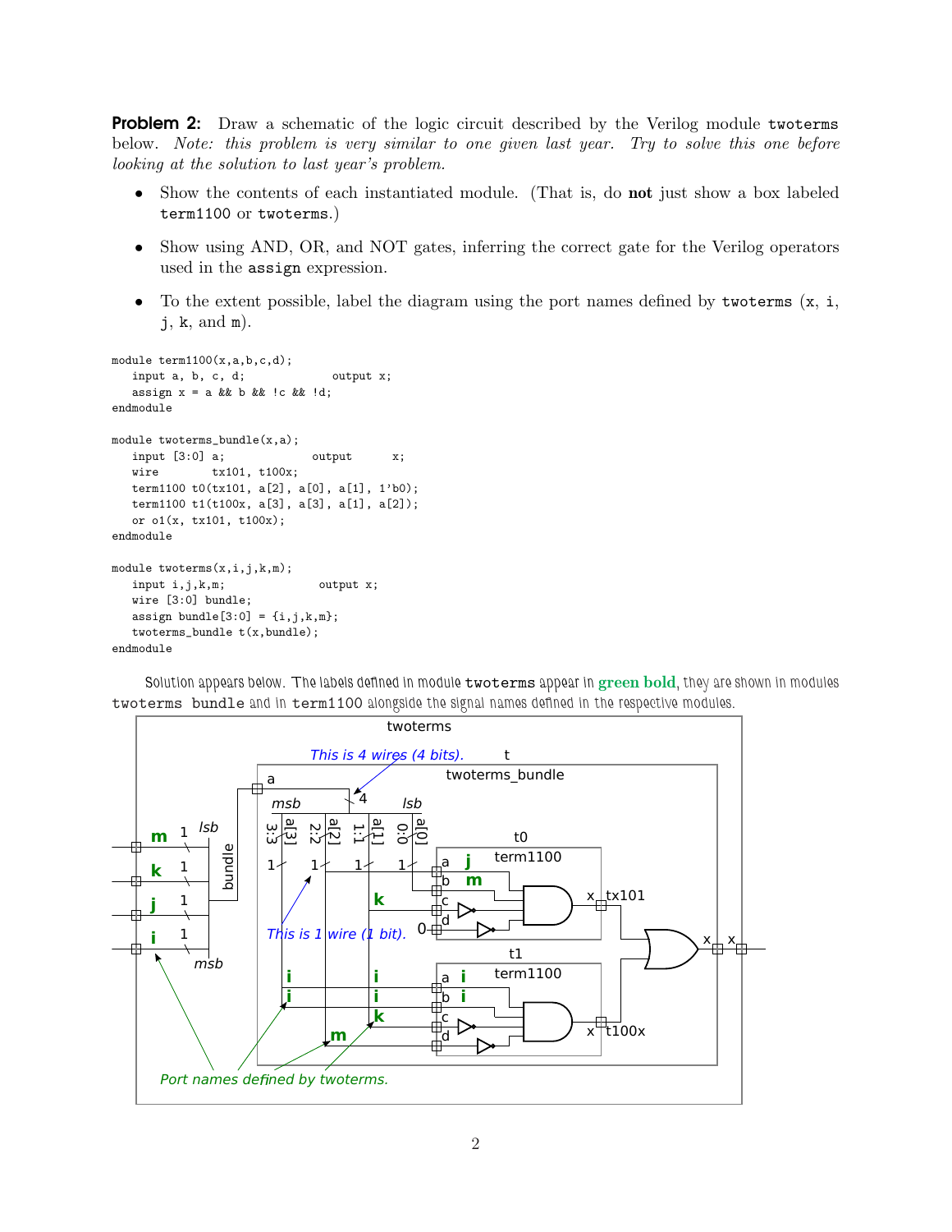**Problem 2:** Draw a schematic of the logic circuit described by the Verilog module `twoterms` below. *Note: this problem is very similar to one given last year. Try to solve this one before looking at the solution to last year's problem.*

- Show the contents of each instantiated module. (That is, do **not** just show a box labeled `term1100` or `twoterms`.)
- Show using AND, OR, and NOT gates, inferring the correct gate for the Verilog operators used in the `assign` expression.
- To the extent possible, label the diagram using the port names defined by `twoterms` (`x`, `i`, `j`, `k`, and `m`).

```
module term1100(x,a,b,c,d);
   input a, b, c, d;              output x;
   assign x = a && b && !c && !d;
endmodule

module twoterms_bundle(x,a);
   input [3:0] a;             output      x;
   wire        tx101, t100x;
   term1100 t0(tx101, a[2], a[0], a[1], 1'b0);
   term1100 t1(t100x, a[3], a[3], a[1], a[2]);
   or o1(x, tx101, t100x);
endmodule

module twoterms(x,i,j,k,m);
   input i,j,k,m;              output x;
   wire [3:0] bundle;
   assign bundle[3:0] = {i,j,k,m};
   twoterms_bundle t(x,bundle);
endmodule
```

Solution appears below. The labels defined in module `twoterms` appear in **green bold**, they are shown in modules `twoterms bundle` and in `term1100` alongside the signal names defined in the respective modules.

twoterms

t

twoterms_bundle

*This is 4 wires (4 bits).*

*This is 1 wire (1 bit).*

*Port names defined by twoterms.*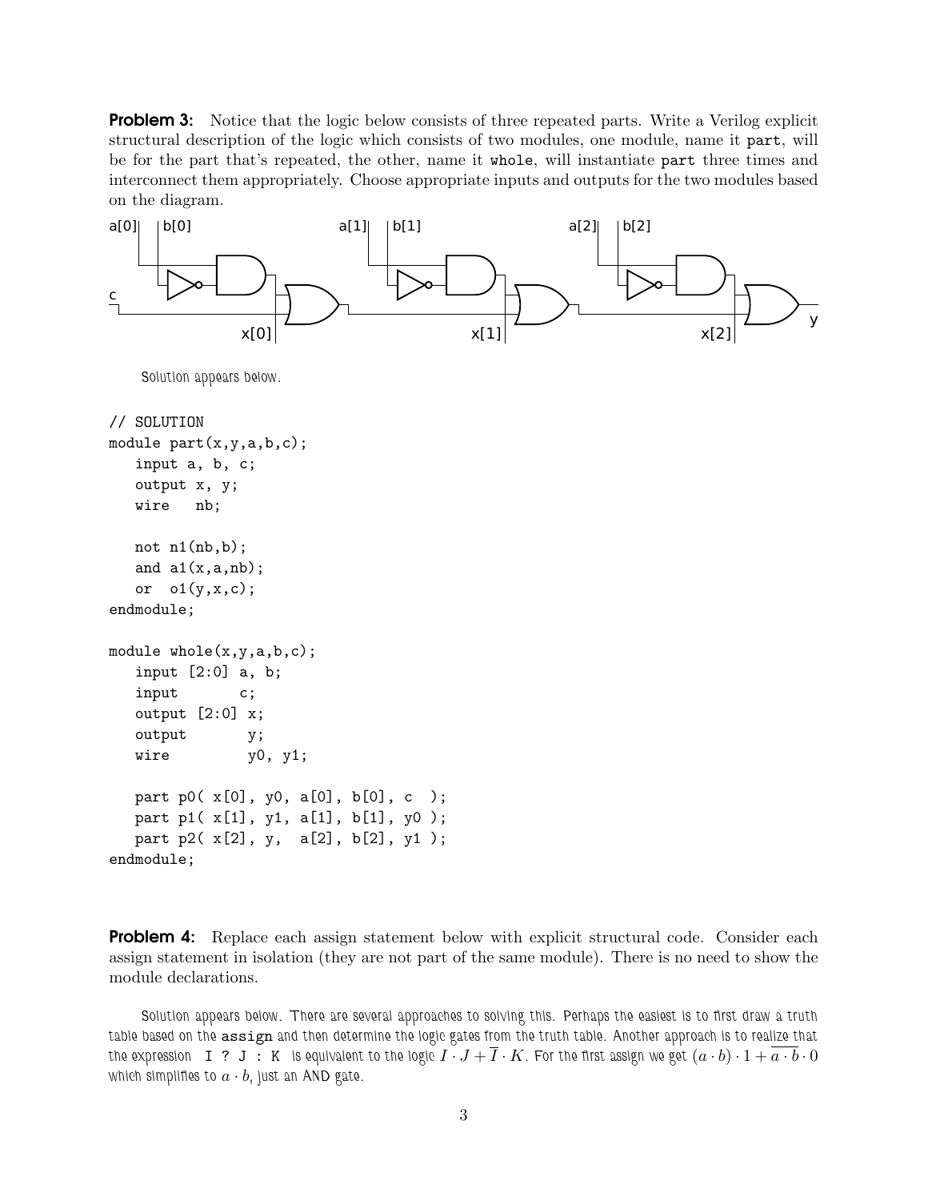**Problem 3:** Notice that the logic below consists of three repeated parts. Write a Verilog explicit structural description of the logic which consists of two modules, one module, name it `part`, will be for the part that's repeated, the other, name it `whole`, will instantiate `part` three times and interconnect them appropriately. Choose appropriate inputs and outputs for the two modules based on the diagram.

a[0] b[0] a[1] b[1] a[2] b[2]

c

x[0] x[1] x[2] y

*Solution appears below.*

```
// SOLUTION
module part(x,y,a,b,c);
   input a, b, c;
   output x, y;
   wire   nb;

   not n1(nb,b);
   and a1(x,a,nb);
   or  o1(y,x,c);
endmodule;

module whole(x,y,a,b,c);
   input [2:0] a, b;
   input       c;
   output [2:0] x;
   output       y;
   wire         y0, y1;

   part p0( x[0], y0, a[0], b[0], c  );
   part p1( x[1], y1, a[1], b[1], y0 );
   part p2( x[2], y,  a[2], b[2], y1 );
endmodule;
```

**Problem 4:** Replace each assign statement below with explicit structural code. Consider each assign statement in isolation (they are not part of the same module). There is no need to show the module declarations.

*Solution appears below. There are several approaches to solving this. Perhaps the easiest is to first draw a truth table based on the `assign` and then determine the logic gates from the truth table. Another approach is to realize that the expression `I ? J : K` is equivalent to the logic $I \cdot J + \overline{I} \cdot K$. For the first assign we get $(a \cdot b) \cdot 1 + \overline{a \cdot b} \cdot 0$ which simplifies to $a \cdot b$, just an AND gate.*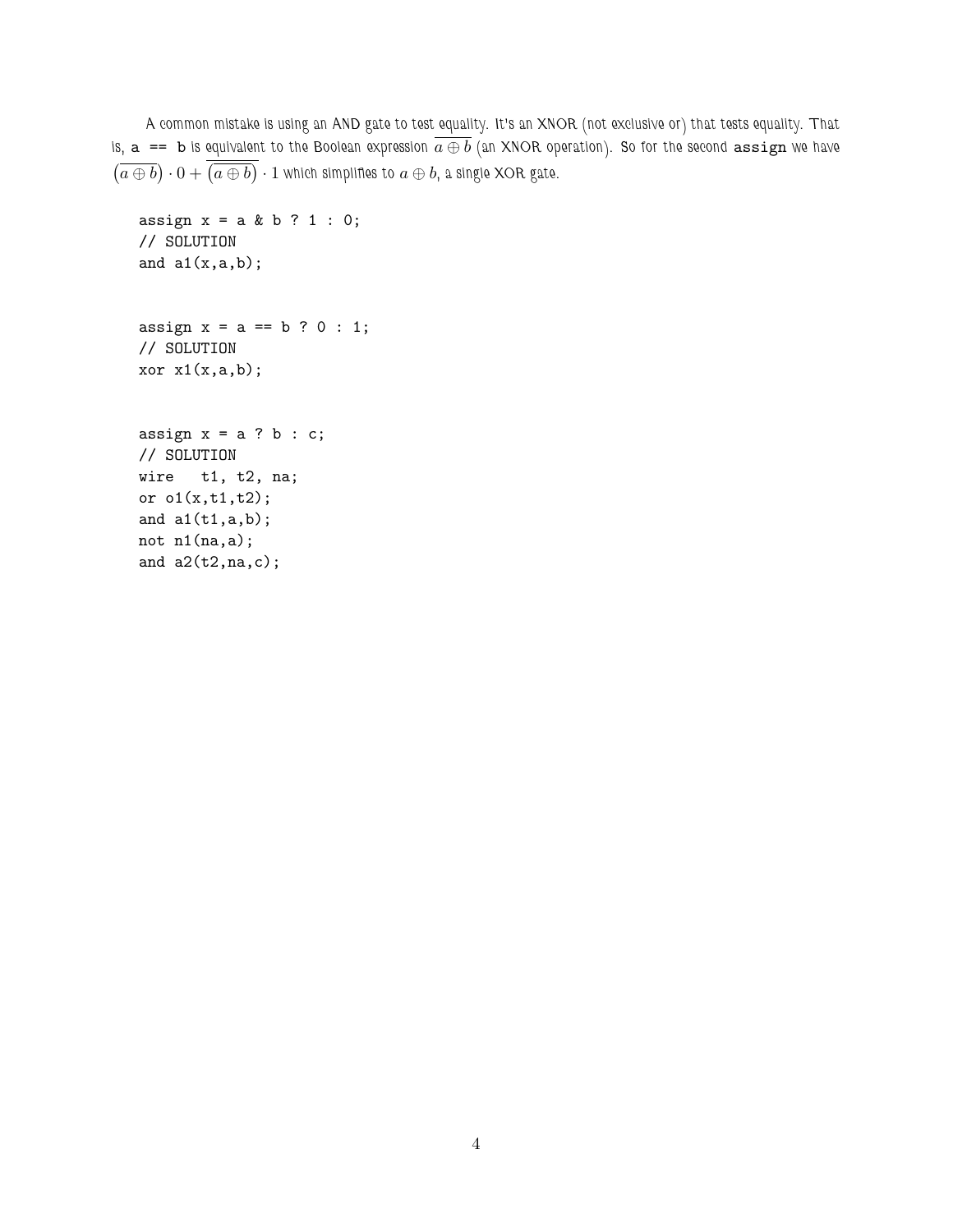A common mistake is using an AND gate to test equality. It's an XNOR (not exclusive or) that tests equality. That is, `a == b` is equivalent to the Boolean expression $\overline{a \oplus b}$ (an XNOR operation). So for the second **assign** we have $(\overline{a \oplus b}) \cdot 0 + \overline{(\overline{a \oplus b})} \cdot 1$ which simplifies to $a \oplus b$, a single XOR gate.

```
assign x = a & b ? 1 : 0;
// SOLUTION
and a1(x,a,b);


assign x = a == b ? 0 : 1;
// SOLUTION
xor x1(x,a,b);


assign x = a ? b : c;
// SOLUTION
wire   t1, t2, na;
or o1(x,t1,t2);
and a1(t1,a,b);
not n1(na,a);
and a2(t2,na,c);
```